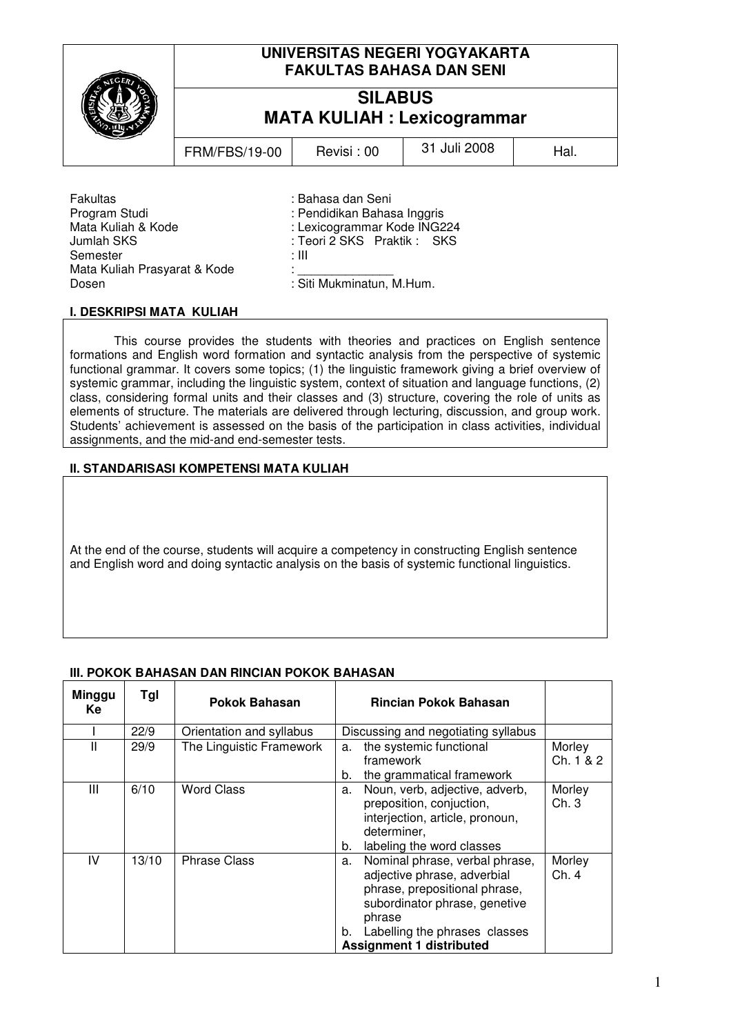| | UNIVERSITAS NEGERI YOGYAKARTA<br>FAKULTAS BAHASA DAN SENI | | | |
|---|---|---|---|---|
| | **SILABUS<br>MATA KULIAH : Lexicogrammar** | | | |
| | FRM/FBS/19-00 | Revisi : 00 | 31 Juli 2008 | Hal. |

Fakultas : Bahasa dan Seni
Program Studi : Pendidikan Bahasa Inggris
Mata Kuliah & Kode : Lexicogrammar Kode ING224
Jumlah SKS : Teori 2 SKS Praktik : SKS
Semester : III
Mata Kuliah Prasyarat & Kode : _______________
Dosen : Siti Mukminatun, M.Hum.

## I. DESKRIPSI MATA KULIAH

This course provides the students with theories and practices on English sentence formations and English word formation and syntactic analysis from the perspective of systemic functional grammar. It covers some topics; (1) the linguistic framework giving a brief overview of systemic grammar, including the linguistic system, context of situation and language functions, (2) class, considering formal units and their classes and (3) structure, covering the role of units as elements of structure. The materials are delivered through lecturing, discussion, and group work. Students' achievement is assessed on the basis of the participation in class activities, individual assignments, and the mid-and end-semester tests.

## II. STANDARISASI KOMPETENSI MATA KULIAH

At the end of the course, students will acquire a competency in constructing English sentence and English word and doing syntactic analysis on the basis of systemic functional linguistics.

## III. POKOK BAHASAN DAN RINCIAN POKOK BAHASAN

| Minggu Ke | Tgl | Pokok Bahasan | Rincian Pokok Bahasan | |
|---|---|---|---|---|
| I | 22/9 | Orientation and syllabus | Discussing and negotiating syllabus | |
| II | 29/9 | The Linguistic Framework | a. the systemic functional framework<br>b. the grammatical framework | Morley Ch. 1 & 2 |
| III | 6/10 | Word Class | a. Noun, verb, adjective, adverb, preposition, conjuction, interjection, article, pronoun, determiner,<br>b. labeling the word classes | Morley Ch. 3 |
| IV | 13/10 | Phrase Class | a. Nominal phrase, verbal phrase, adjective phrase, adverbial phrase, prepositional phrase, subordinator phrase, genetive phrase<br>b. Labelling the phrases classes<br>**Assignment 1 distributed** | Morley Ch. 4 |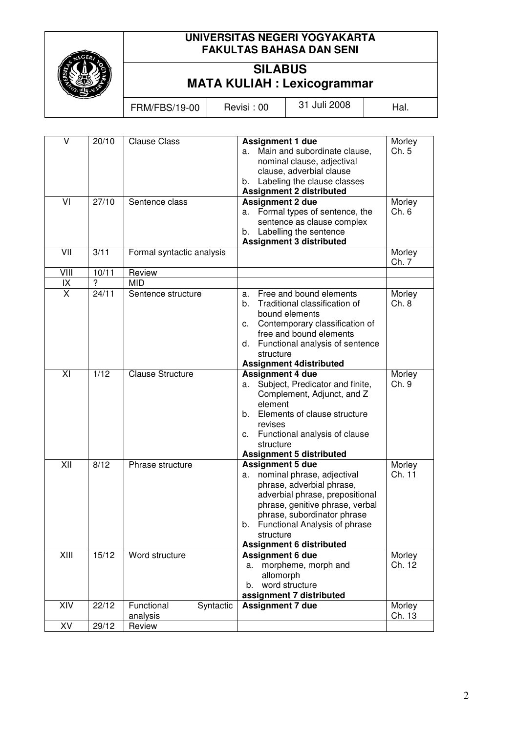| | | | | |
|---|---|---|---|---|
| V | 20/10 | Clause Class | **Assignment 1 due**<br>a. Main and subordinate clause, nominal clause, adjectival clause, adverbial clause<br>b. Labeling the clause classes<br>**Assignment 2 distributed** | Morley Ch. 5 |
| VI | 27/10 | Sentence class | **Assignment 2 due**<br>a. Formal types of sentence, the sentence as clause complex<br>b. Labelling the sentence<br>**Assignment 3 distributed** | Morley Ch. 6 |
| VII | 3/11 | Formal syntactic analysis | | Morley Ch. 7 |
| VIII | 10/11 | Review | | |
| IX | ? | MID | | |
| X | 24/11 | Sentence structure | a. Free and bound elements<br>b. Traditional classification of bound elements<br>c. Contemporary classification of free and bound elements<br>d. Functional analysis of sentence structure<br>**Assignment 4distributed** | Morley Ch. 8 |
| XI | 1/12 | Clause Structure | **Assignment 4 due**<br>a. Subject, Predicator and finite, Complement, Adjunct, and Z element<br>b. Elements of clause structure revises<br>c. Functional analysis of clause structure<br>**Assignment 5 distributed** | Morley Ch. 9 |
| XII | 8/12 | Phrase structure | **Assignment 5 due**<br>a. nominal phrase, adjectival phrase, adverbial phrase, adverbial phrase, prepositional phrase, genitive phrase, verbal phrase, subordinator phrase<br>b. Functional Analysis of phrase structure<br>**Assignment 6 distributed** | Morley Ch. 11 |
| XIII | 15/12 | Word structure | **Assignment 6 due**<br>a. morpheme, morph and allomorph<br>b. word structure<br>**assignment 7 distributed** | Morley Ch. 12 |
| XIV | 22/12 | Functional Syntactic analysis | **Assignment 7 due** | Morley Ch. 13 |
| XV | 29/12 | Review | | |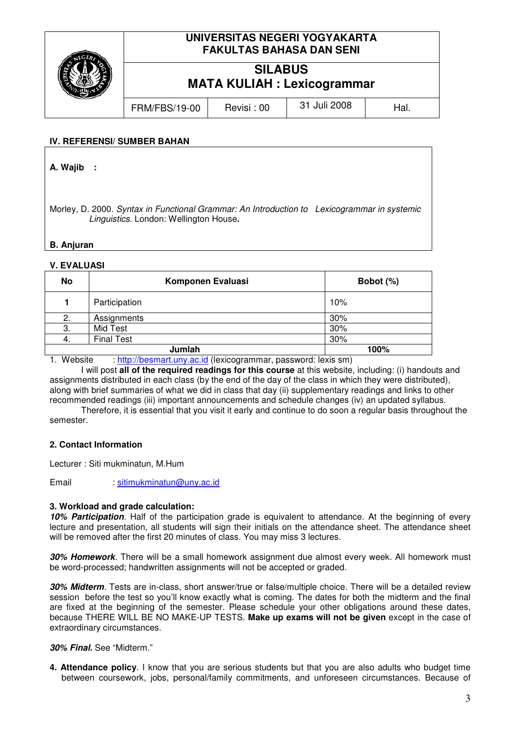| | | | | |
|---|---|---|---|---|
| | **UNIVERSITAS NEGERI YOGYAKARTA FAKULTAS BAHASA DAN SENI** | | | |
| | **SILABUS MATA KULIAH : Lexicogrammar** | | | |
| | FRM/FBS/19-00 | Revisi : 00 | 31 Juli 2008 | Hal. |

**IV. REFERENSI/ SUMBER BAHAN**

**A. Wajib :**

Morley, D. 2000. *Syntax in Functional Grammar: An Introduction to Lexicogrammar in systemic Linguistics.* London: Wellington House**.**

**B. Anjuran**

**V. EVALUASI**

| No | Komponen Evaluasi | Bobot (%) |
|---|---|---|
| **1** | Participation | 10% |
| 2. | Assignments | 30% |
| 3. | Mid Test | 30% |
| 4. | Final Test | 30% |
| | **Jumlah** | **100%** |

1. Website : http://besmart.uny.ac.id (lexicogrammar, password: lexis sm)

I will post **all of the required readings for this course** at this website, including: (i) handouts and assignments distributed in each class (by the end of the day of the class in which they were distributed), along with brief summaries of what we did in class that day (ii) supplementary readings and links to other recommended readings (iii) important announcements and schedule changes (iv) an updated syllabus.

Therefore, it is essential that you visit it early and continue to do soon a regular basis throughout the semester.

**2. Contact Information**

Lecturer : Siti mukminatun, M.Hum

Email : sitimukminatun@uny.ac.id

**3. Workload and grade calculation:**

***10% Participation***. Half of the participation grade is equivalent to attendance. At the beginning of every lecture and presentation, all students will sign their initials on the attendance sheet. The attendance sheet will be removed after the first 20 minutes of class. You may miss 3 lectures.

***30% Homework***. There will be a small homework assignment due almost every week. All homework must be word-processed; handwritten assignments will not be accepted or graded.

***30% Midterm***. Tests are in-class, short answer/true or false/multiple choice. There will be a detailed review session before the test so you'll know exactly what is coming. The dates for both the midterm and the final are fixed at the beginning of the semester. Please schedule your other obligations around these dates, because THERE WILL BE NO MAKE-UP TESTS. **Make up exams will not be given** except in the case of extraordinary circumstances.

***30% Final.*** See "Midterm."

4. **Attendance policy**. I know that you are serious students but that you are also adults who budget time between coursework, jobs, personal/family commitments, and unforeseen circumstances. Because of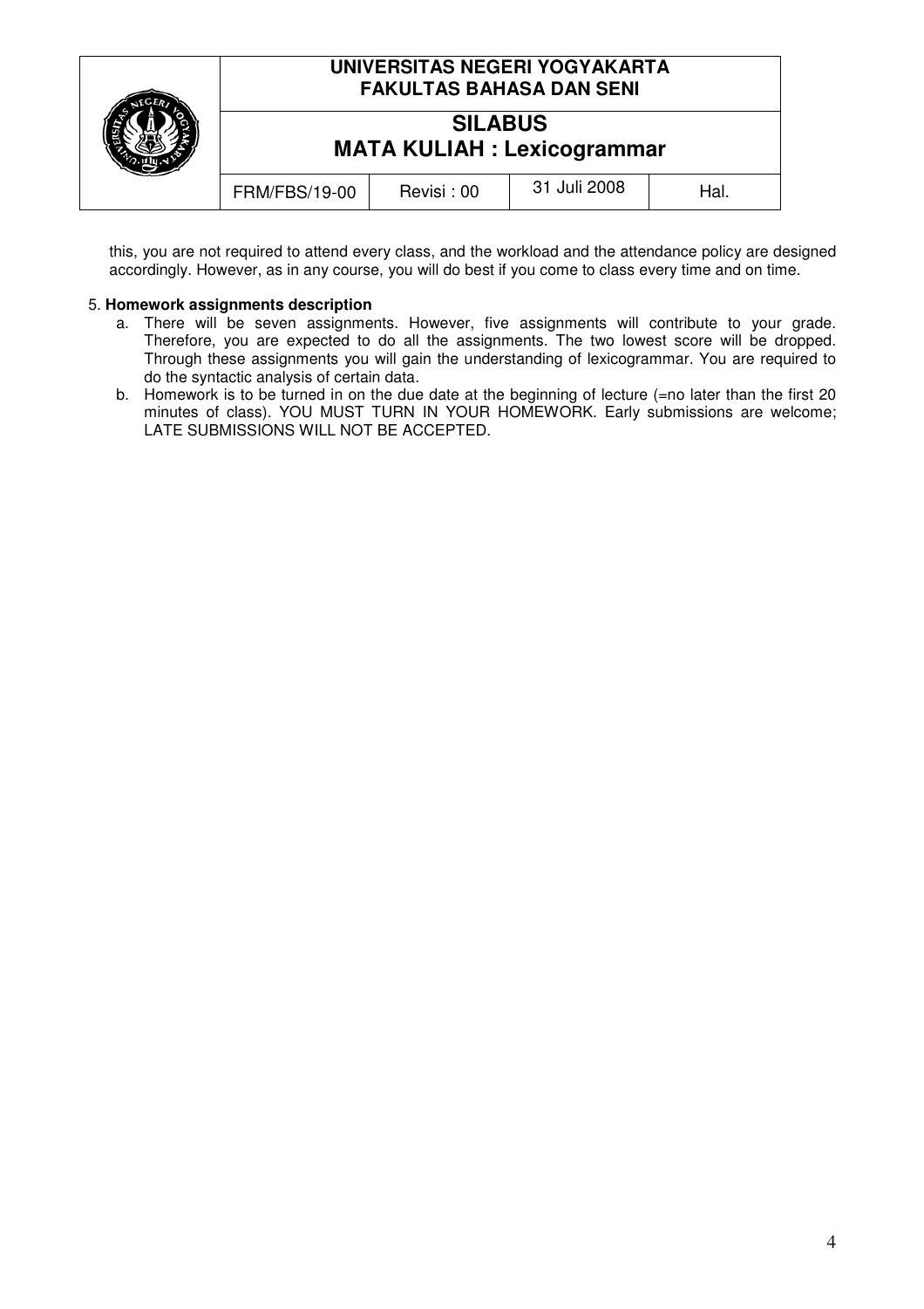this, you are not required to attend every class, and the workload and the attendance policy are designed accordingly. However, as in any course, you will do best if you come to class every time and on time.

5. **Homework assignments description**
   a. There will be seven assignments. However, five assignments will contribute to your grade. Therefore, you are expected to do all the assignments. The two lowest score will be dropped. Through these assignments you will gain the understanding of lexicogrammar. You are required to do the syntactic analysis of certain data.
   b. Homework is to be turned in on the due date at the beginning of lecture (=no later than the first 20 minutes of class). YOU MUST TURN IN YOUR HOMEWORK. Early submissions are welcome; LATE SUBMISSIONS WILL NOT BE ACCEPTED.